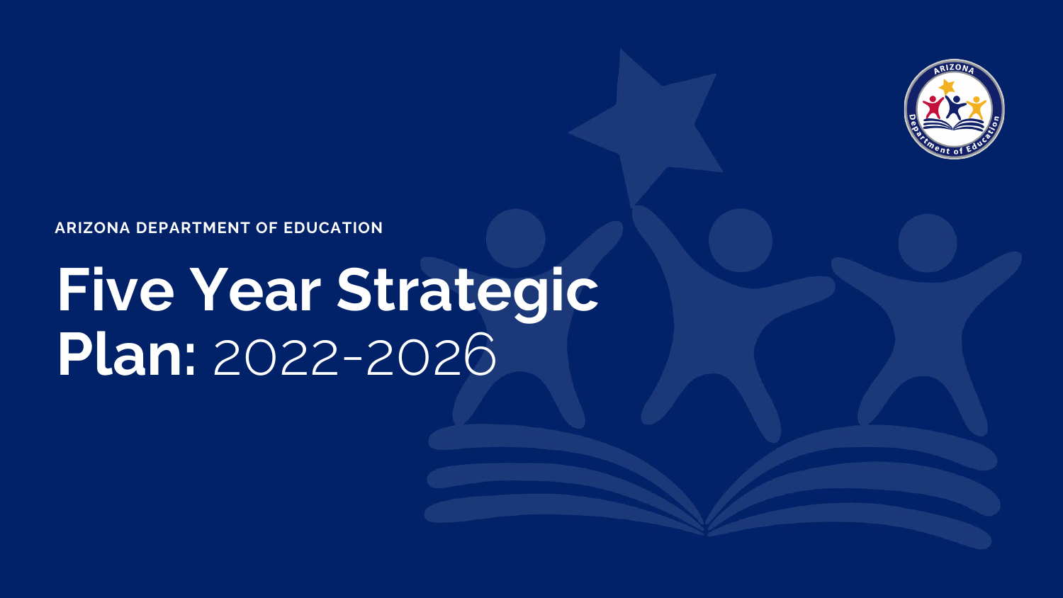ARIZONA DEPARTMENT OF EDUCATION

# Five Year Strategic Plan: 2022-2026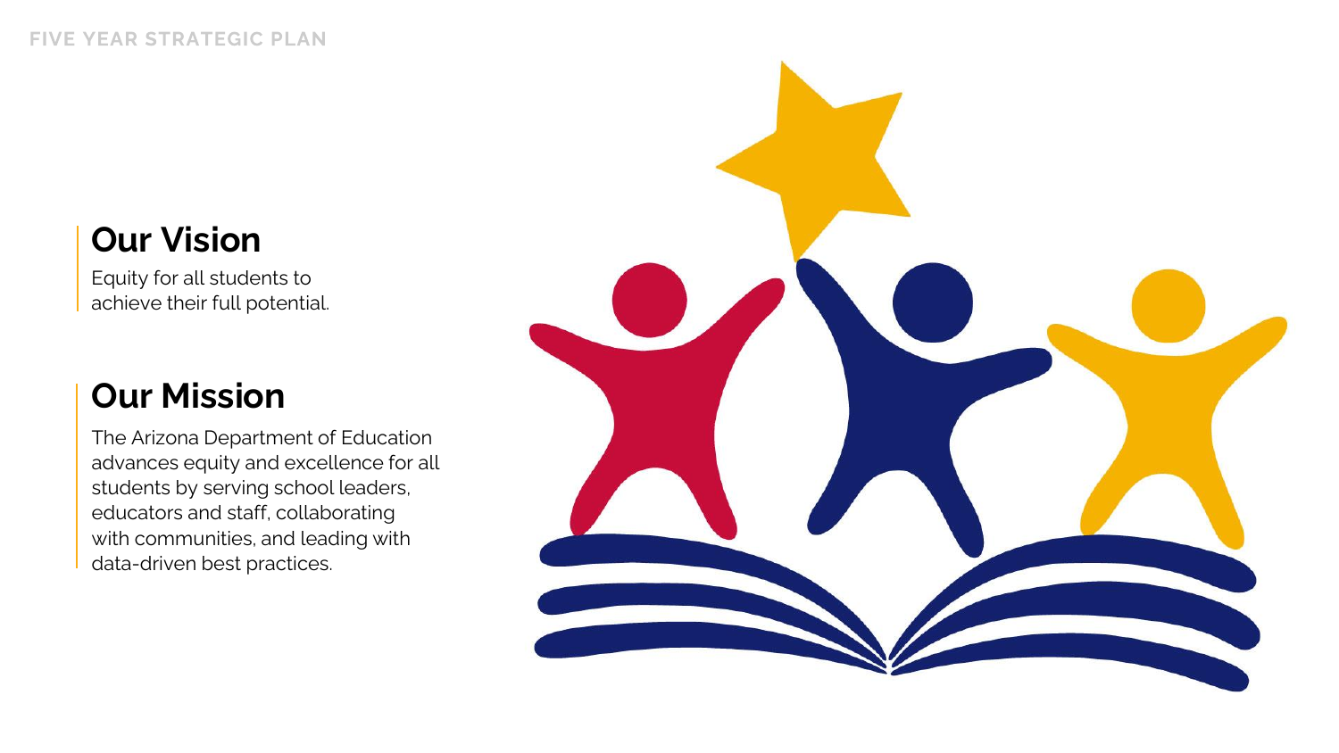## Our Vision

Equity for all students to achieve their full potential.

## Our Mission

The Arizona Department of Education advances equity and excellence for all students by serving school leaders, educators and staff, collaborating with communities, and leading with data-driven best practices.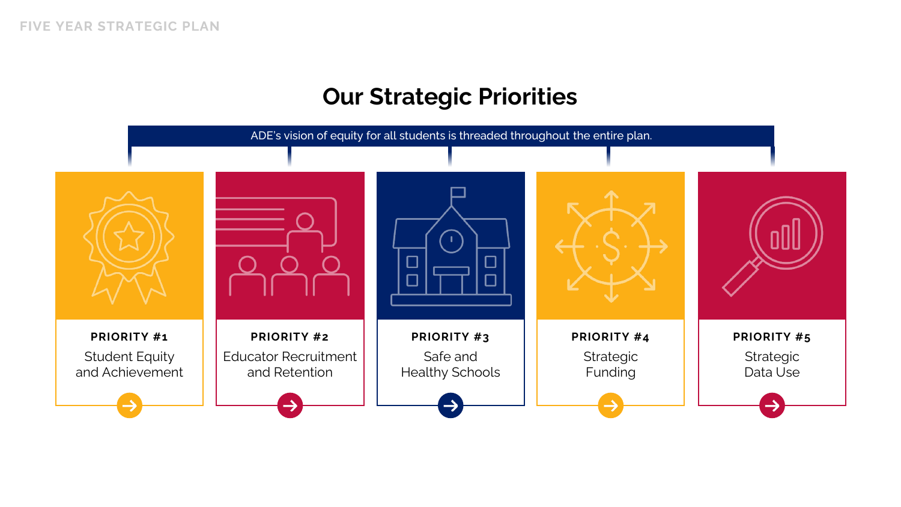## Our Strategic Priorities

ADE's vision of equity for all students is threaded throughout the entire plan.

**PRIORITY #1**
Student Equity and Achievement

**PRIORITY #2**
Educator Recruitment and Retention

**PRIORITY #3**
Safe and Healthy Schools

**PRIORITY #4**
Strategic Funding

**PRIORITY #5**
Strategic Data Use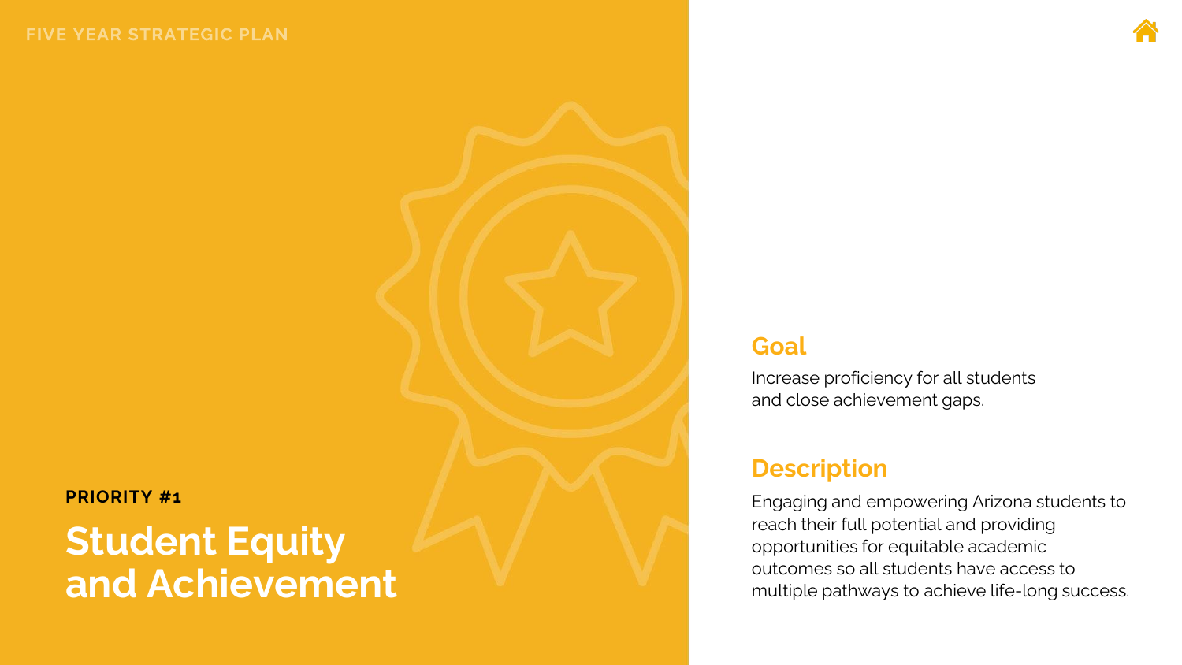**PRIORITY #1**

# Student Equity and Achievement

## Goal

Increase proficiency for all students and close achievement gaps.

## Description

Engaging and empowering Arizona students to reach their full potential and providing opportunities for equitable academic outcomes so all students have access to multiple pathways to achieve life-long success.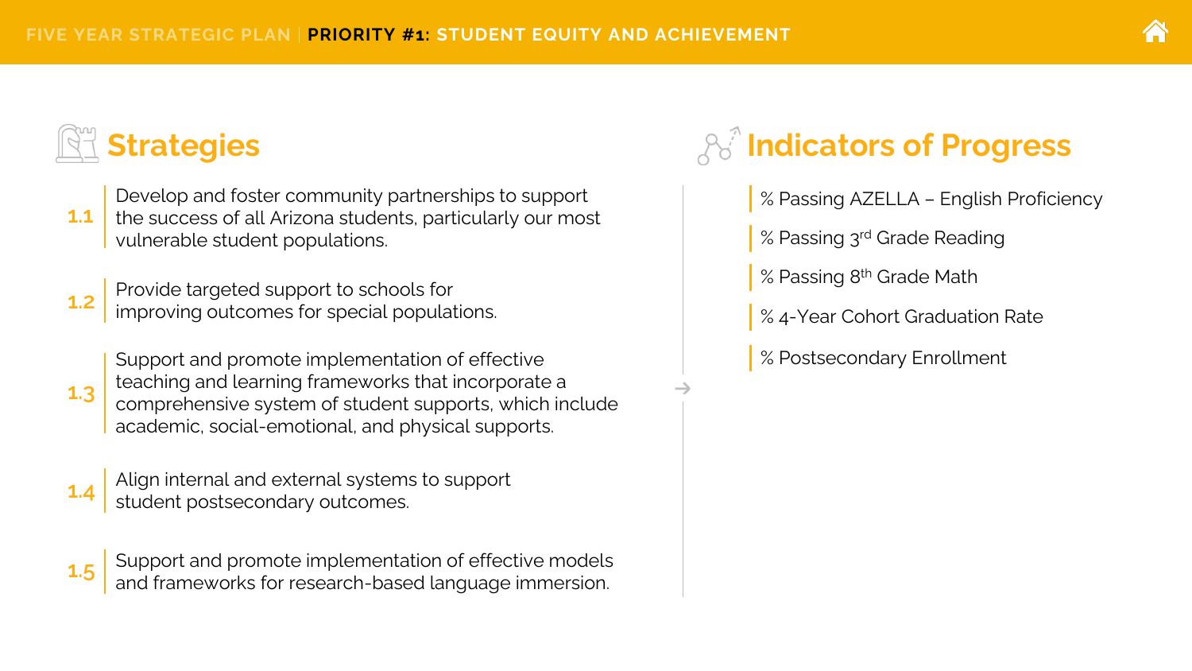FIVE YEAR STRATEGIC PLAN | **PRIORITY #1: STUDENT EQUITY AND ACHIEVEMENT**

## Strategies

**1.1** Develop and foster community partnerships to support the success of all Arizona students, particularly our most vulnerable student populations.

**1.2** Provide targeted support to schools for improving outcomes for special populations.

**1.3** Support and promote implementation of effective teaching and learning frameworks that incorporate a comprehensive system of student supports, which include academic, social-emotional, and physical supports.

**1.4** Align internal and external systems to support student postsecondary outcomes.

**1.5** Support and promote implementation of effective models and frameworks for research-based language immersion.

## Indicators of Progress

- % Passing AZELLA – English Proficiency
- % Passing 3rd Grade Reading
- % Passing 8th Grade Math
- % 4-Year Cohort Graduation Rate
- % Postsecondary Enrollment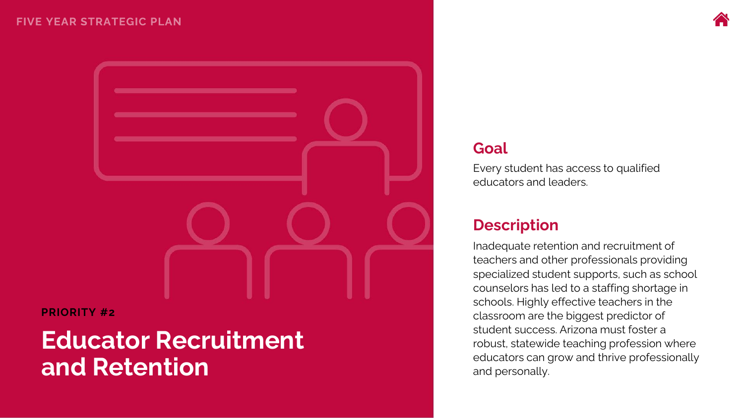PRIORITY #2

# Educator Recruitment and Retention

## Goal

Every student has access to qualified educators and leaders.

## Description

Inadequate retention and recruitment of teachers and other professionals providing specialized student supports, such as school counselors has led to a staffing shortage in schools. Highly effective teachers in the classroom are the biggest predictor of student success. Arizona must foster a robust, statewide teaching profession where educators can grow and thrive professionally and personally.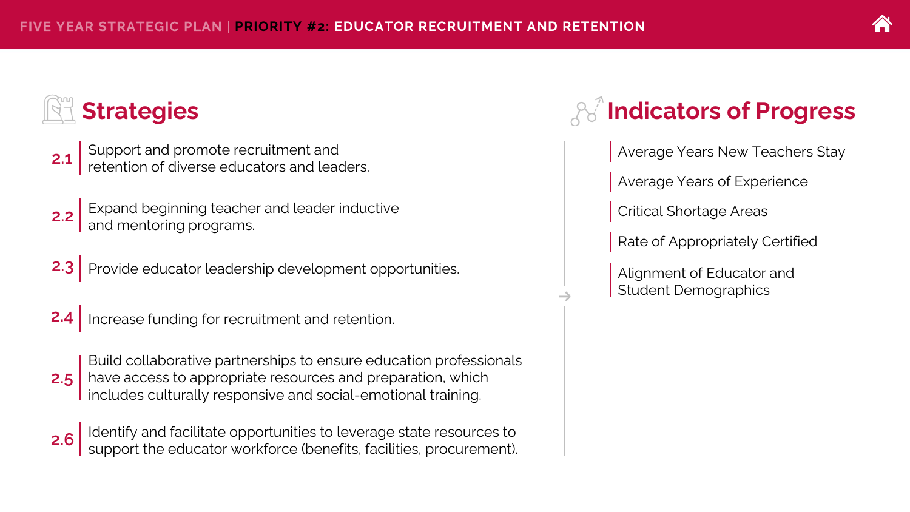FIVE YEAR STRATEGIC PLAN | PRIORITY #2: EDUCATOR RECRUITMENT AND RETENTION

## Strategies

**2.1** Support and promote recruitment and retention of diverse educators and leaders.

**2.2** Expand beginning teacher and leader inductive and mentoring programs.

**2.3** Provide educator leadership development opportunities.

**2.4** Increase funding for recruitment and retention.

**2.5** Build collaborative partnerships to ensure education professionals have access to appropriate resources and preparation, which includes culturally responsive and social-emotional training.

**2.6** Identify and facilitate opportunities to leverage state resources to support the educator workforce (benefits, facilities, procurement).

## Indicators of Progress

- Average Years New Teachers Stay
- Average Years of Experience
- Critical Shortage Areas
- Rate of Appropriately Certified
- Alignment of Educator and Student Demographics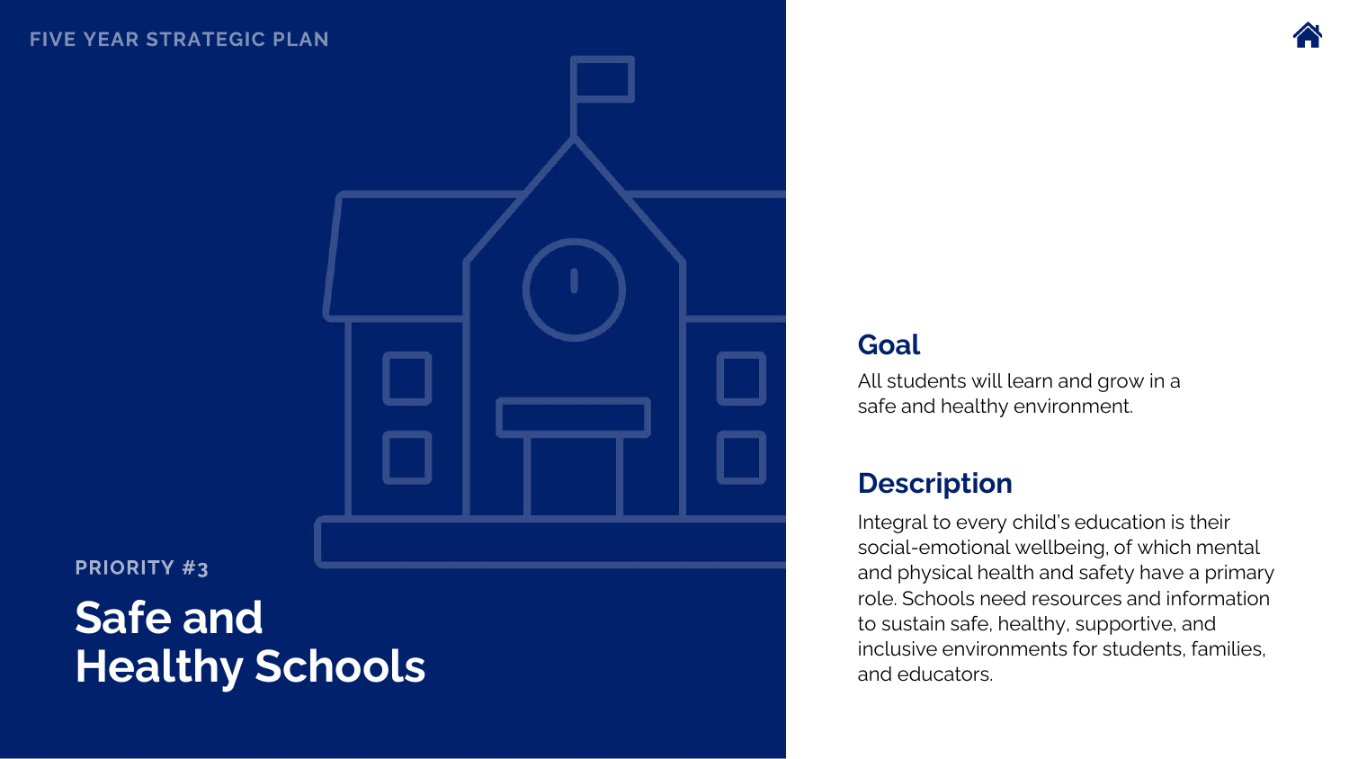PRIORITY #3

# Safe and Healthy Schools

## Goal

All students will learn and grow in a safe and healthy environment.

## Description

Integral to every child's education is their social-emotional wellbeing, of which mental and physical health and safety have a primary role. Schools need resources and information to sustain safe, healthy, supportive, and inclusive environments for students, families, and educators.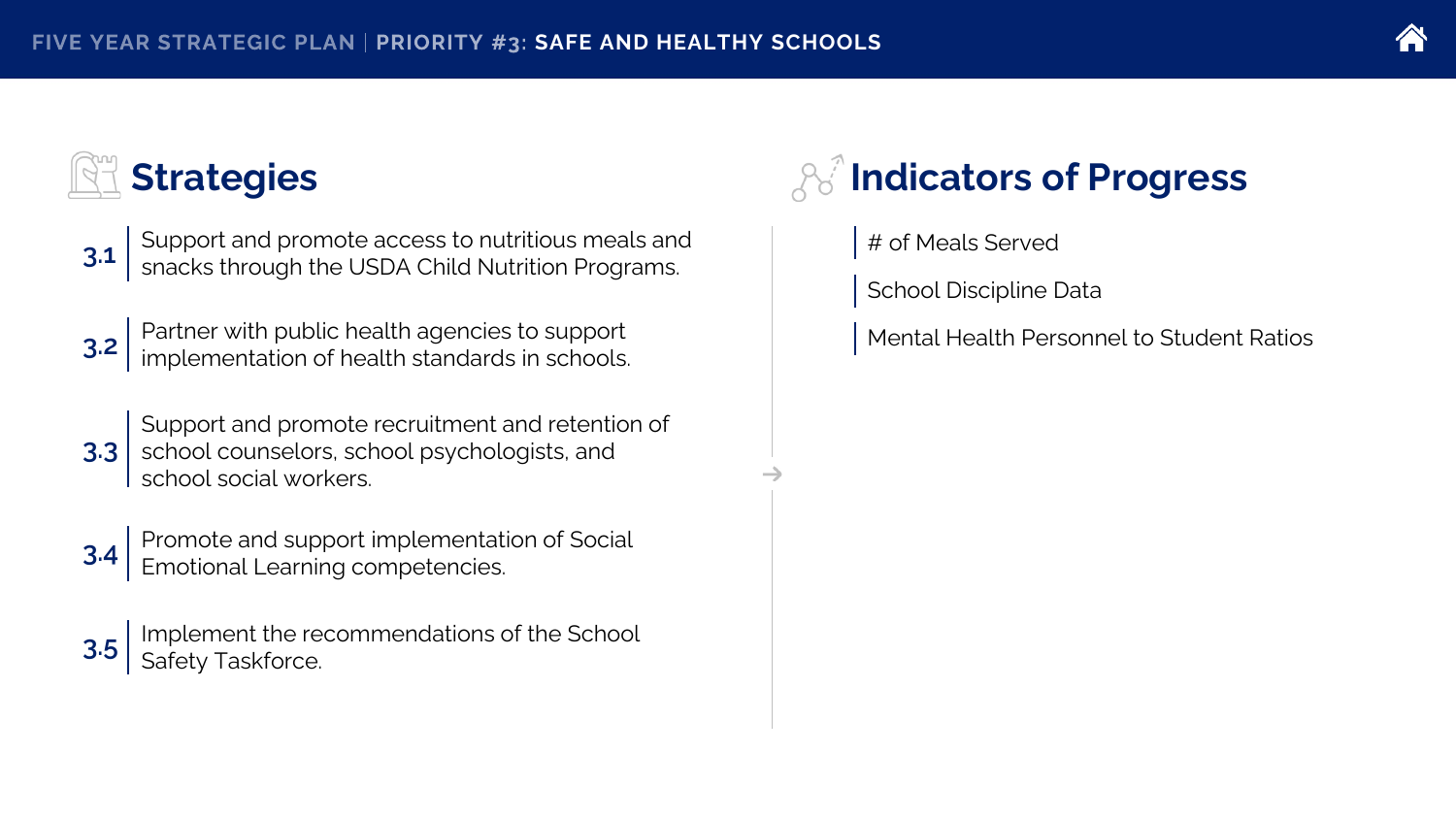# FIVE YEAR STRATEGIC PLAN | PRIORITY #3: SAFE AND HEALTHY SCHOOLS

## Strategies

**3.1** Support and promote access to nutritious meals and snacks through the USDA Child Nutrition Programs.

**3.2** Partner with public health agencies to support implementation of health standards in schools.

**3.3** Support and promote recruitment and retention of school counselors, school psychologists, and school social workers.

**3.4** Promote and support implementation of Social Emotional Learning competencies.

**3.5** Implement the recommendations of the School Safety Taskforce.

## Indicators of Progress

- # of Meals Served
- School Discipline Data
- Mental Health Personnel to Student Ratios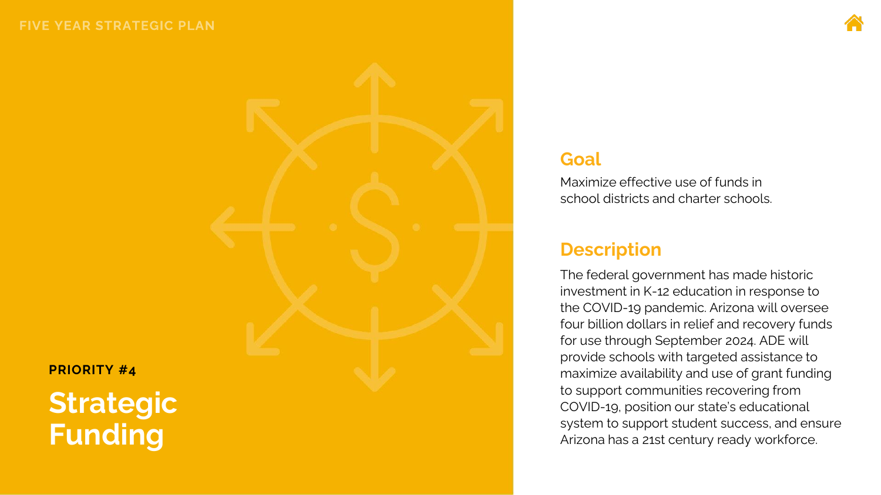FIVE YEAR STRATEGIC PLAN

PRIORITY #4

# Strategic Funding

## Goal

Maximize effective use of funds in school districts and charter schools.

## Description

The federal government has made historic investment in K-12 education in response to the COVID-19 pandemic. Arizona will oversee four billion dollars in relief and recovery funds for use through September 2024. ADE will provide schools with targeted assistance to maximize availability and use of grant funding to support communities recovering from COVID-19, position our state's educational system to support student success, and ensure Arizona has a 21st century ready workforce.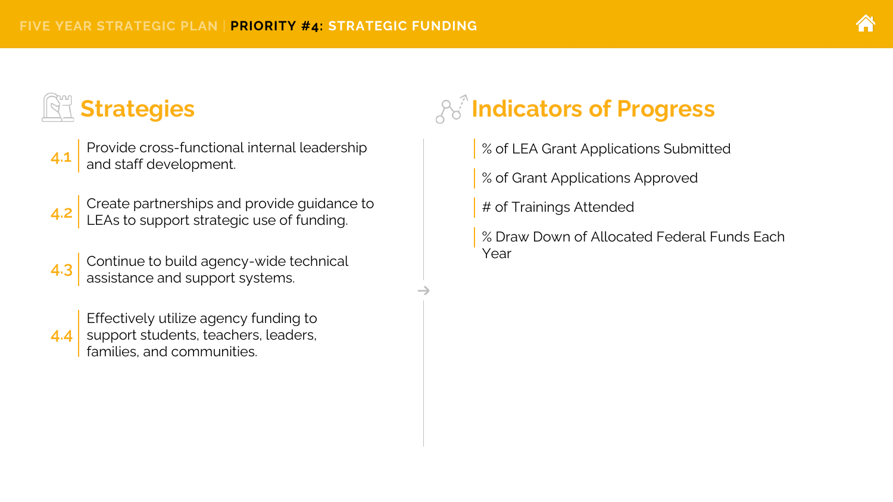# FIVE YEAR STRATEGIC PLAN | PRIORITY #4: STRATEGIC FUNDING

## Strategies

**4.1** Provide cross-functional internal leadership and staff development.

**4.2** Create partnerships and provide guidance to LEAs to support strategic use of funding.

**4.3** Continue to build agency-wide technical assistance and support systems.

**4.4** Effectively utilize agency funding to support students, teachers, leaders, families, and communities.

## Indicators of Progress

- % of LEA Grant Applications Submitted
- % of Grant Applications Approved
- # of Trainings Attended
- % Draw Down of Allocated Federal Funds Each Year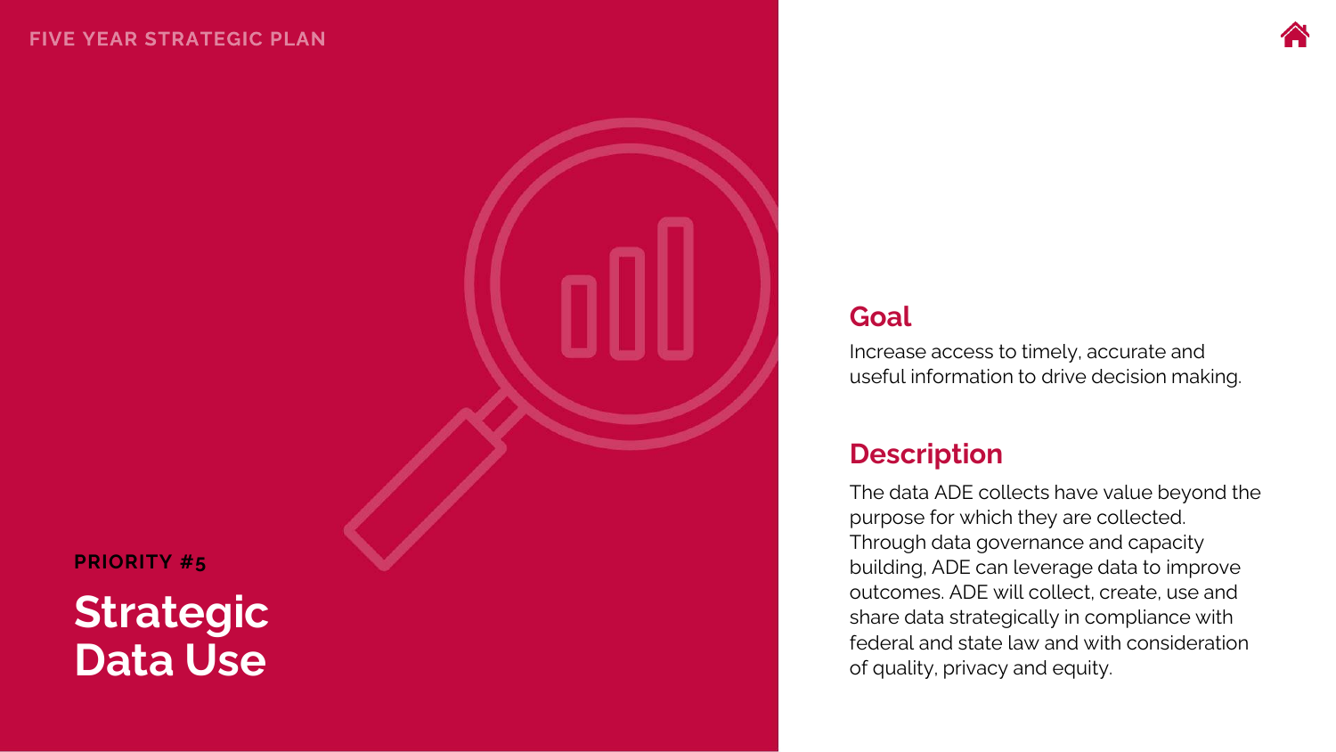PRIORITY #5

# Strategic Data Use

## Goal

Increase access to timely, accurate and useful information to drive decision making.

## Description

The data ADE collects have value beyond the purpose for which they are collected. Through data governance and capacity building, ADE can leverage data to improve outcomes. ADE will collect, create, use and share data strategically in compliance with federal and state law and with consideration of quality, privacy and equity.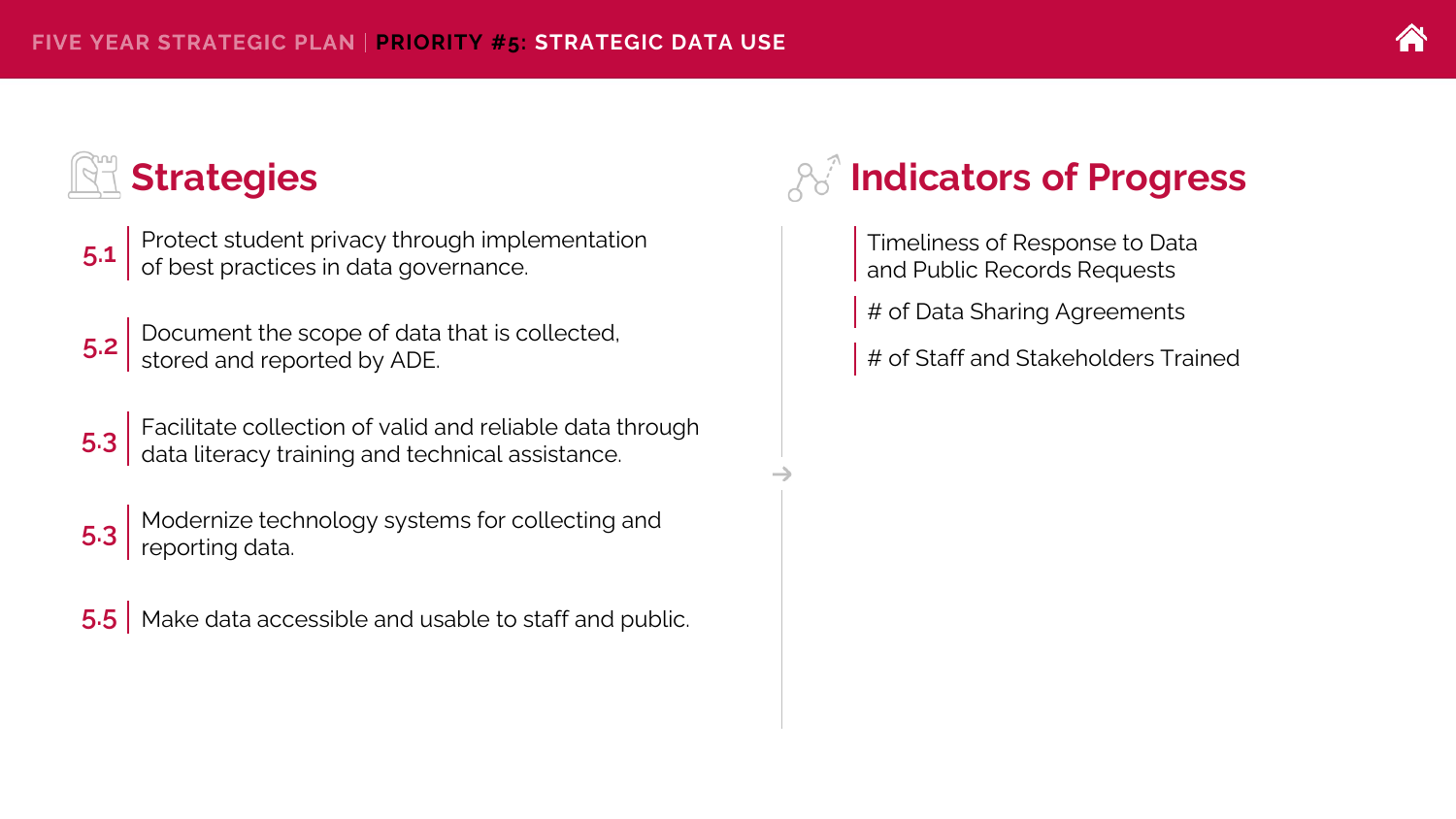FIVE YEAR STRATEGIC PLAN | PRIORITY #5: STRATEGIC DATA USE

## Strategies

**5.1** Protect student privacy through implementation of best practices in data governance.

**5.2** Document the scope of data that is collected, stored and reported by ADE.

**5.3** Facilitate collection of valid and reliable data through data literacy training and technical assistance.

**5.3** Modernize technology systems for collecting and reporting data.

**5.5** Make data accessible and usable to staff and public.

## Indicators of Progress

- Timeliness of Response to Data and Public Records Requests
- # of Data Sharing Agreements
- # of Staff and Stakeholders Trained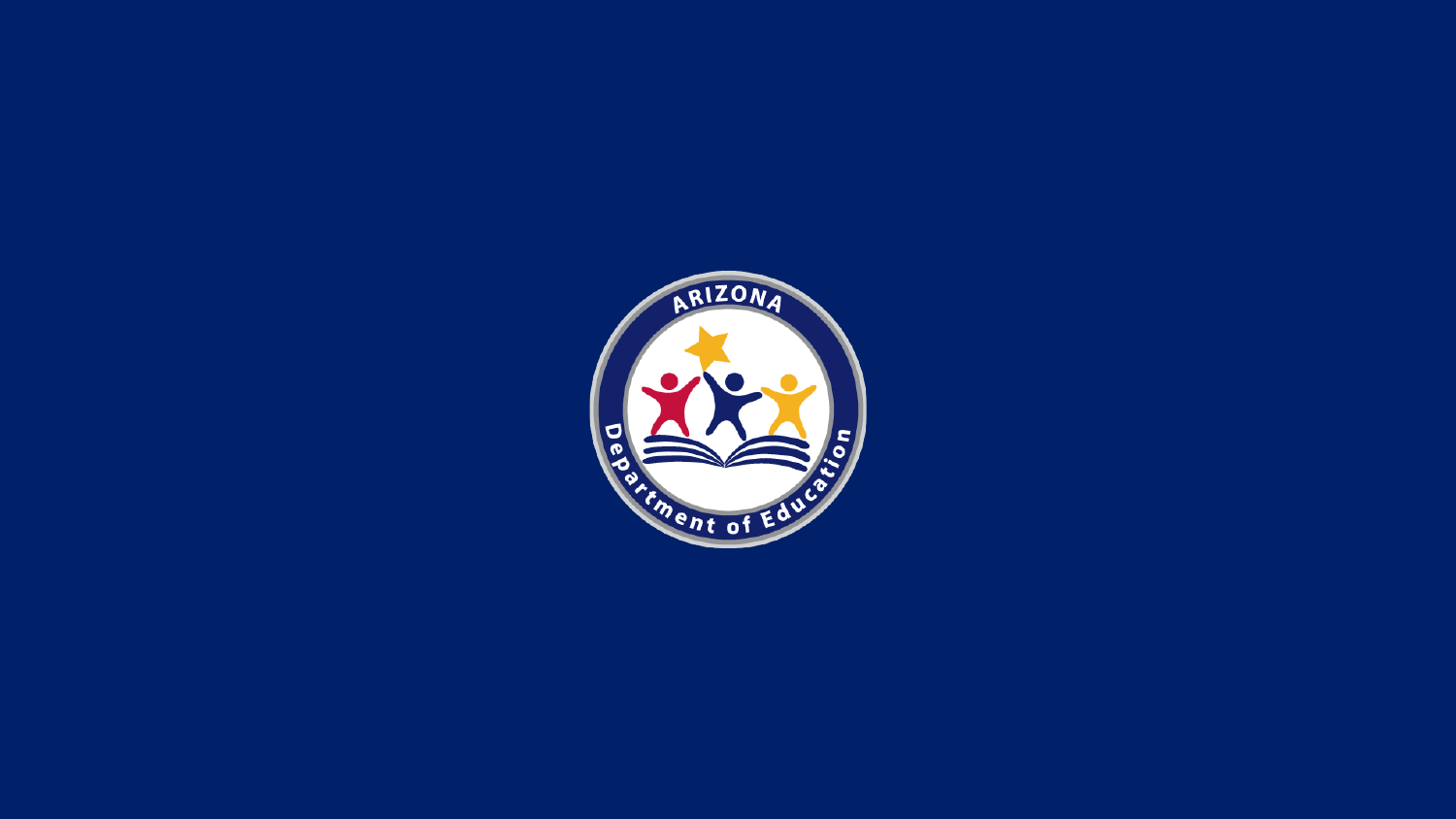ARIZONA

Department of Education